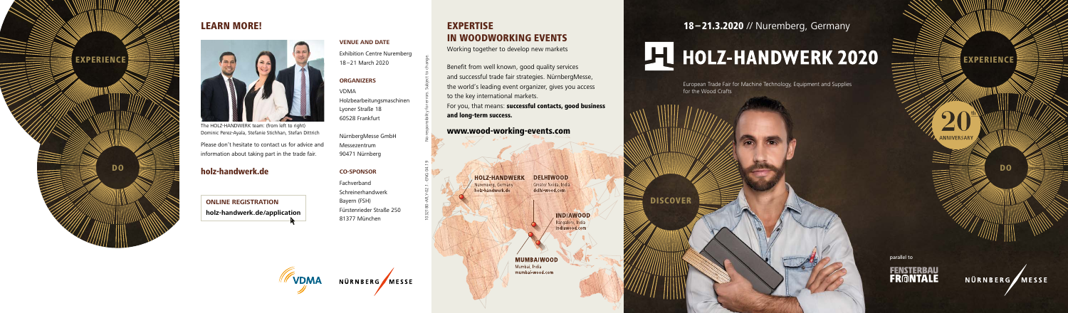EXPERIENCE

DO

## LEARN MORE!

The HOLZ-HANDWERK team: (from left to right) Dominic Perez-Ayala, Stefanie Stichhan, Stefan Dittrich

Please don't hesitate to contact us for advice and information about taking part in the trade fair.

### holz-handwerk.de

**ONLINE REGISTRATION**
**holz-handwerk.de/application**

**VENUE AND DATE**

Exhibition Centre Nuremberg
18 – 21 March 2020

**ORGANIZERS**

VDMA
Holzbearbeitungsmaschinen
Lyoner Straße 18
60528 Frankfurt

NürnbergMesse GmbH
Messezentrum
90471 Nürnberg

**CO-SPONSOR**

Fachverband
Schreinerhandwerk
Bayern (FSH)
Fürstenrieder Straße 250
81377 München

No responsibility for errors. Subject to change.

10327-80-A4 PDF 1 -ENG 04.19

VDMA NÜRNBERG MESSE

## EXPERTISE IN WOODWORKING EVENTS

Working together to develop new markets

Benefit from well known, good quality services and successful trade fair strategies. NürnbergMesse, the world's leading event organizer, gives you access to the key international markets.
For you, that means: **successful contacts, good business and long-term success.**

**www.wood-working-events.com**

**HOLZ-HANDWERK**
Nuremberg, Germany
holz-handwerk.de

**DELHIWOOD**
Greater Noida, India
delhi-wood.com

**INDIAWOOD**
Bangalore, India
indiawood.com

**MUMBAIWOOD**
Mumbai, India
mumbai-wood.com

**18 – 21.3.2020** // Nuremberg, Germany

# HOLZ-HANDWERK 2020

European Trade Fair for Machine Technology, Equipment and Supplies for the Wood Crafts

DISCOVER

EXPERIENCE

20th ANNIVERSARY

DO

parallel to

FENSTERBAU FRONTALE

NÜRNBERG MESSE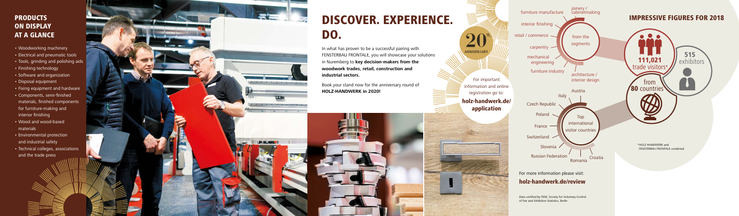## PRODUCTS ON DISPLAY AT A GLANCE

- Woodworking machinery
- Electrical and pneumatic tools
- Tools, grinding and polishing aids
- Finishing technology
- Software and organization
- Disposal equipment
- Fixing equipment and hardware
- Components, semi-finished materials, finished components for furniture-making and interior finishing
- Wood and wood-based materials
- Environmental protection and industrial safety
- Technical colleges, associations and the trade press

# DISCOVER. EXPERIENCE. DO.

In what has proven to be a successful pairing with FENSTERBAU FRONTALE, you will showcase your solutions in Nuremberg to **key decision-makers from the woodwork trades, retail, construction and industrial sectors.**

Book your stand now for the anniversary round of **HOLZ-HANDWERK in 2020!**

20th ANNIVERSARY

For important information and online registration go to:

**holz-handwerk.de/application**

from the segments

joinery / cabinetmaking
furniture manufacture
interior finishing
retail / commerce
carpentry
mechanical engineering
furniture industry
architecture / interior design

Top international visitor countries

Austria
Italy
Czech Republic
Poland
France
Switzerland
Slovenia
Russian Federation
Romania
Croatia

For more information please visit:

**holz-handwerk.de/review**

Data certified by FKM, Society for Voluntary Control of Fair and Exhibition Statistics, Berlin

## IMPRESSIVE FIGURES FOR 2018

**111,021** trade visitors*

**515** exhibitors

from **80** countries

*HOLZ-HANDWERK and FENSTERBAU FRONTALE combined